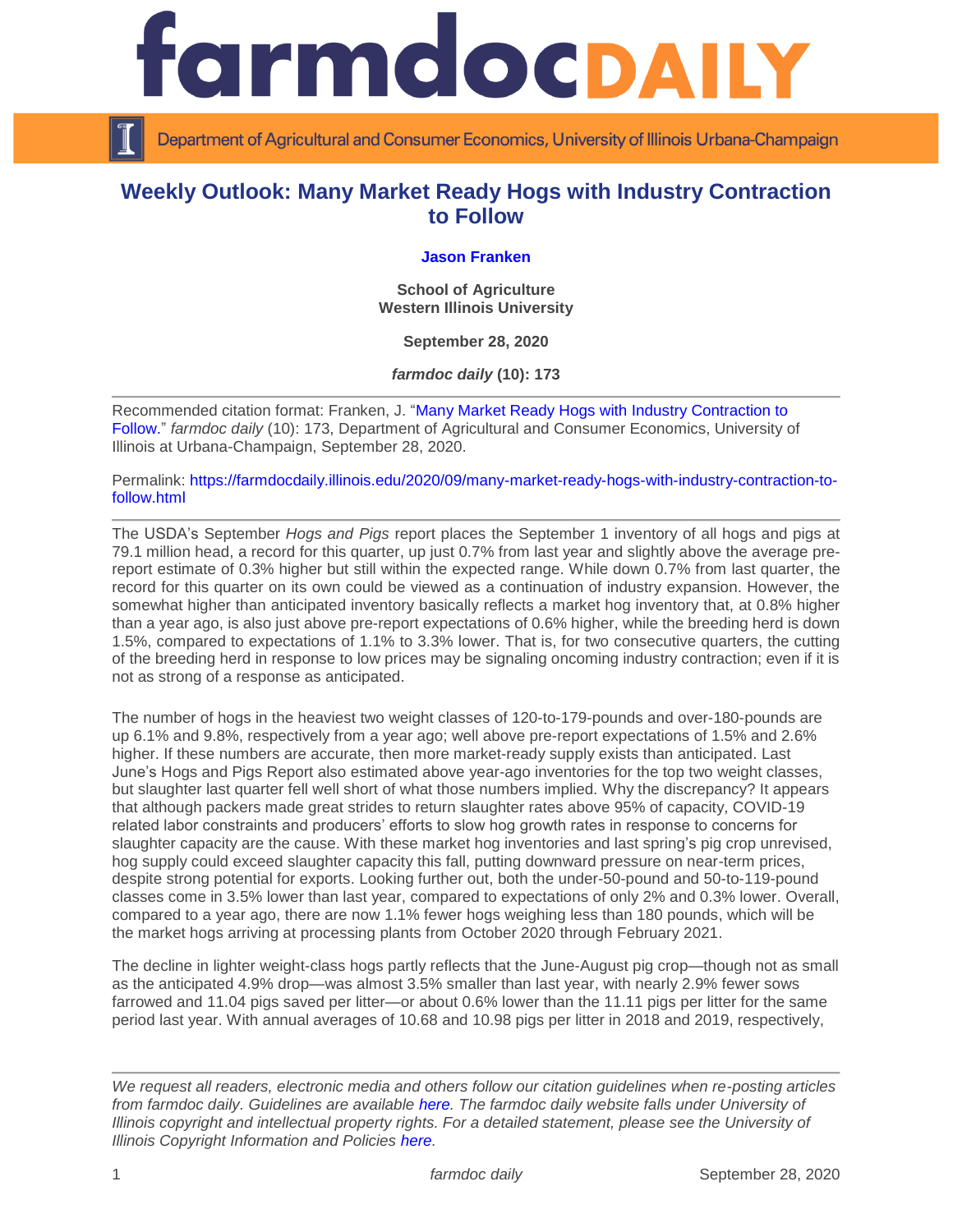# Weekly Outlook: Many Market Ready Hogs with Industry Contraction to Follow

**Jason Franken**

**School of Agriculture**
**Western Illinois University**

**September 28, 2020**

***farmdoc daily* (10): 173**

Recommended citation format: Franken, J. "Many Market Ready Hogs with Industry Contraction to Follow." *farmdoc daily* (10): 173, Department of Agricultural and Consumer Economics, University of Illinois at Urbana-Champaign, September 28, 2020.

Permalink: https://farmdocdaily.illinois.edu/2020/09/many-market-ready-hogs-with-industry-contraction-to-follow.html

The USDA's September *Hogs and Pigs* report places the September 1 inventory of all hogs and pigs at 79.1 million head, a record for this quarter, up just 0.7% from last year and slightly above the average pre-report estimate of 0.3% higher but still within the expected range. While down 0.7% from last quarter, the record for this quarter on its own could be viewed as a continuation of industry expansion. However, the somewhat higher than anticipated inventory basically reflects a market hog inventory that, at 0.8% higher than a year ago, is also just above pre-report expectations of 0.6% higher, while the breeding herd is down 1.5%, compared to expectations of 1.1% to 3.3% lower. That is, for two consecutive quarters, the cutting of the breeding herd in response to low prices may be signaling oncoming industry contraction; even if it is not as strong of a response as anticipated.

The number of hogs in the heaviest two weight classes of 120-to-179-pounds and over-180-pounds are up 6.1% and 9.8%, respectively from a year ago; well above pre-report expectations of 1.5% and 2.6% higher. If these numbers are accurate, then more market-ready supply exists than anticipated. Last June's Hogs and Pigs Report also estimated above year-ago inventories for the top two weight classes, but slaughter last quarter fell well short of what those numbers implied. Why the discrepancy? It appears that although packers made great strides to return slaughter rates above 95% of capacity, COVID-19 related labor constraints and producers' efforts to slow hog growth rates in response to concerns for slaughter capacity are the cause. With these market hog inventories and last spring's pig crop unrevised, hog supply could exceed slaughter capacity this fall, putting downward pressure on near-term prices, despite strong potential for exports. Looking further out, both the under-50-pound and 50-to-119-pound classes come in 3.5% lower than last year, compared to expectations of only 2% and 0.3% lower. Overall, compared to a year ago, there are now 1.1% fewer hogs weighing less than 180 pounds, which will be the market hogs arriving at processing plants from October 2020 through February 2021.

The decline in lighter weight-class hogs partly reflects that the June-August pig crop—though not as small as the anticipated 4.9% drop—was almost 3.5% smaller than last year, with nearly 2.9% fewer sows farrowed and 11.04 pigs saved per litter—or about 0.6% lower than the 11.11 pigs per litter for the same period last year. With annual averages of 10.68 and 10.98 pigs per litter in 2018 and 2019, respectively,

*We request all readers, electronic media and others follow our citation guidelines when re-posting articles from farmdoc daily. Guidelines are available here. The farmdoc daily website falls under University of Illinois copyright and intellectual property rights. For a detailed statement, please see the University of Illinois Copyright Information and Policies here.*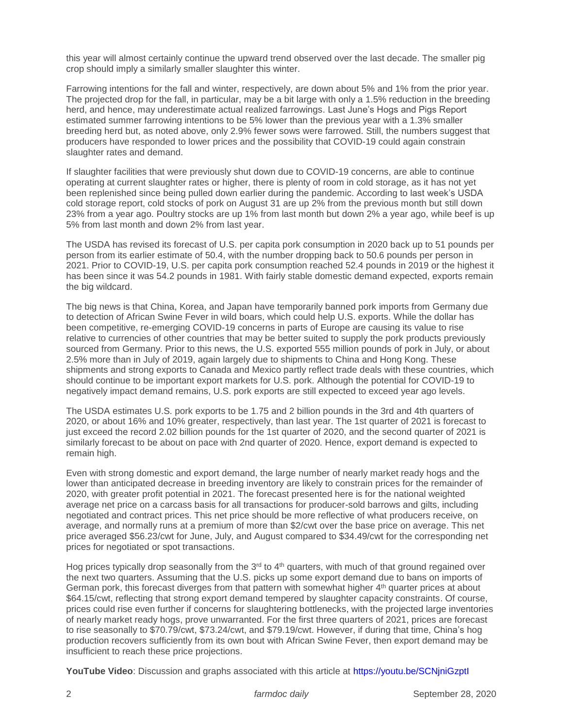this year will almost certainly continue the upward trend observed over the last decade. The smaller pig crop should imply a similarly smaller slaughter this winter.

Farrowing intentions for the fall and winter, respectively, are down about 5% and 1% from the prior year. The projected drop for the fall, in particular, may be a bit large with only a 1.5% reduction in the breeding herd, and hence, may underestimate actual realized farrowings. Last June's Hogs and Pigs Report estimated summer farrowing intentions to be 5% lower than the previous year with a 1.3% smaller breeding herd but, as noted above, only 2.9% fewer sows were farrowed. Still, the numbers suggest that producers have responded to lower prices and the possibility that COVID-19 could again constrain slaughter rates and demand.

If slaughter facilities that were previously shut down due to COVID-19 concerns, are able to continue operating at current slaughter rates or higher, there is plenty of room in cold storage, as it has not yet been replenished since being pulled down earlier during the pandemic. According to last week's USDA cold storage report, cold stocks of pork on August 31 are up 2% from the previous month but still down 23% from a year ago. Poultry stocks are up 1% from last month but down 2% a year ago, while beef is up 5% from last month and down 2% from last year.

The USDA has revised its forecast of U.S. per capita pork consumption in 2020 back up to 51 pounds per person from its earlier estimate of 50.4, with the number dropping back to 50.6 pounds per person in 2021. Prior to COVID-19, U.S. per capita pork consumption reached 52.4 pounds in 2019 or the highest it has been since it was 54.2 pounds in 1981. With fairly stable domestic demand expected, exports remain the big wildcard.

The big news is that China, Korea, and Japan have temporarily banned pork imports from Germany due to detection of African Swine Fever in wild boars, which could help U.S. exports. While the dollar has been competitive, re-emerging COVID-19 concerns in parts of Europe are causing its value to rise relative to currencies of other countries that may be better suited to supply the pork products previously sourced from Germany. Prior to this news, the U.S. exported 555 million pounds of pork in July, or about 2.5% more than in July of 2019, again largely due to shipments to China and Hong Kong. These shipments and strong exports to Canada and Mexico partly reflect trade deals with these countries, which should continue to be important export markets for U.S. pork. Although the potential for COVID-19 to negatively impact demand remains, U.S. pork exports are still expected to exceed year ago levels.

The USDA estimates U.S. pork exports to be 1.75 and 2 billion pounds in the 3rd and 4th quarters of 2020, or about 16% and 10% greater, respectively, than last year. The 1st quarter of 2021 is forecast to just exceed the record 2.02 billion pounds for the 1st quarter of 2020, and the second quarter of 2021 is similarly forecast to be about on pace with 2nd quarter of 2020. Hence, export demand is expected to remain high.

Even with strong domestic and export demand, the large number of nearly market ready hogs and the lower than anticipated decrease in breeding inventory are likely to constrain prices for the remainder of 2020, with greater profit potential in 2021. The forecast presented here is for the national weighted average net price on a carcass basis for all transactions for producer-sold barrows and gilts, including negotiated and contract prices. This net price should be more reflective of what producers receive, on average, and normally runs at a premium of more than $2/cwt over the base price on average. This net price averaged $56.23/cwt for June, July, and August compared to $34.49/cwt for the corresponding net prices for negotiated or spot transactions.

Hog prices typically drop seasonally from the 3rd to 4th quarters, with much of that ground regained over the next two quarters. Assuming that the U.S. picks up some export demand due to bans on imports of German pork, this forecast diverges from that pattern with somewhat higher 4th quarter prices at about $64.15/cwt, reflecting that strong export demand tempered by slaughter capacity constraints. Of course, prices could rise even further if concerns for slaughtering bottlenecks, with the projected large inventories of nearly market ready hogs, prove unwarranted. For the first three quarters of 2021, prices are forecast to rise seasonally to $70.79/cwt, $73.24/cwt, and $79.19/cwt. However, if during that time, China's hog production recovers sufficiently from its own bout with African Swine Fever, then export demand may be insufficient to reach these price projections.

**YouTube Video**: Discussion and graphs associated with this article at https://youtu.be/SCNjniGzptI